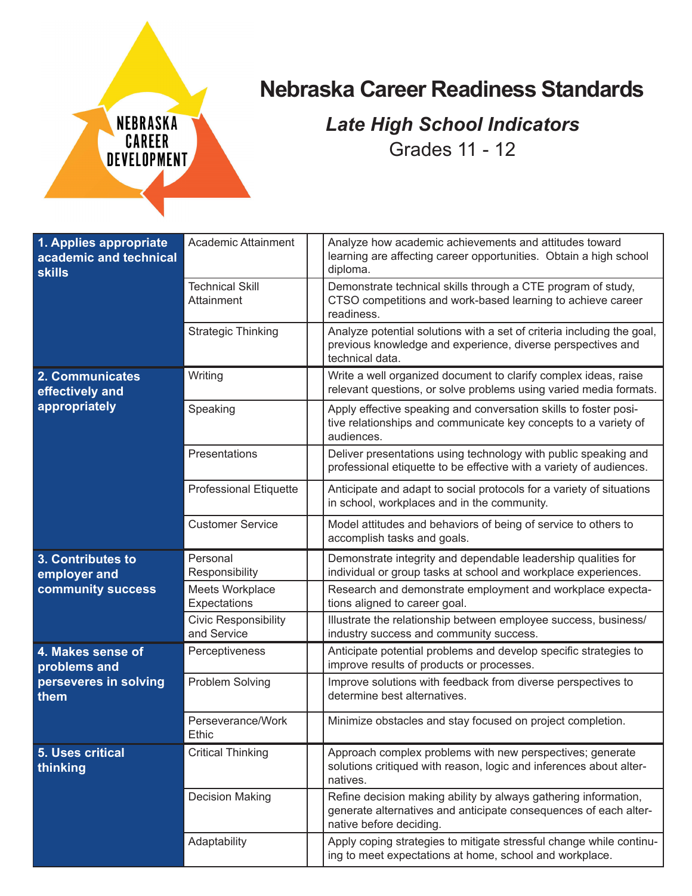# Nebraska Career Readiness Standards

## *Late High School Indicators*

Grades 11 - 12

| | | | |
|---|---|---|---|
| **1. Applies appropriate academic and technical skills** | Academic Attainment | | Analyze how academic achievements and attitudes toward learning are affecting career opportunities. Obtain a high school diploma. |
| | Technical Skill Attainment | | Demonstrate technical skills through a CTE program of study, CTSO competitions and work-based learning to achieve career readiness. |
| | Strategic Thinking | | Analyze potential solutions with a set of criteria including the goal, previous knowledge and experience, diverse perspectives and technical data. |
| **2. Communicates effectively and appropriately** | Writing | | Write a well organized document to clarify complex ideas, raise relevant questions, or solve problems using varied media formats. |
| | Speaking | | Apply effective speaking and conversation skills to foster positive relationships and communicate key concepts to a variety of audiences. |
| | Presentations | | Deliver presentations using technology with public speaking and professional etiquette to be effective with a variety of audiences. |
| | Professional Etiquette | | Anticipate and adapt to social protocols for a variety of situations in school, workplaces and in the community. |
| | Customer Service | | Model attitudes and behaviors of being of service to others to accomplish tasks and goals. |
| **3. Contributes to employer and community success** | Personal Responsibility | | Demonstrate integrity and dependable leadership qualities for individual or group tasks at school and workplace experiences. |
| | Meets Workplace Expectations | | Research and demonstrate employment and workplace expectations aligned to career goal. |
| | Civic Responsibility and Service | | Illustrate the relationship between employee success, business/industry success and community success. |
| **4. Makes sense of problems and perseveres in solving them** | Perceptiveness | | Anticipate potential problems and develop specific strategies to improve results of products or processes. |
| | Problem Solving | | Improve solutions with feedback from diverse perspectives to determine best alternatives. |
| | Perseverance/Work Ethic | | Minimize obstacles and stay focused on project completion. |
| **5. Uses critical thinking** | Critical Thinking | | Approach complex problems with new perspectives; generate solutions critiqued with reason, logic and inferences about alternatives. |
| | Decision Making | | Refine decision making ability by always gathering information, generate alternatives and anticipate consequences of each alternative before deciding. |
| | Adaptability | | Apply coping strategies to mitigate stressful change while continuing to meet expectations at home, school and workplace. |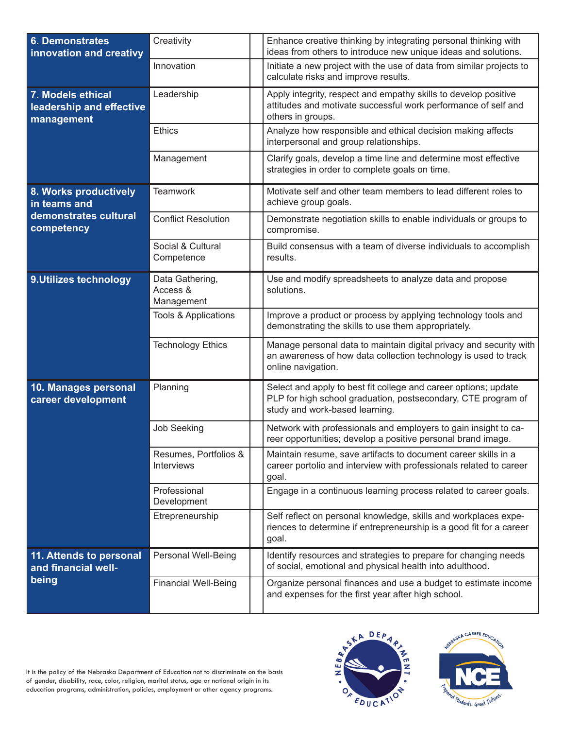| | | | |
|---|---|---|---|
| **6. Demonstrates innovation and creativy** | Creativity | | Enhance creative thinking by integrating personal thinking with ideas from others to introduce new unique ideas and solutions. |
| | Innovation | | Initiate a new project with the use of data from similar projects to calculate risks and improve results. |
| **7. Models ethical leadership and effective management** | Leadership | | Apply integrity, respect and empathy skills to develop positive attitudes and motivate successful work performance of self and others in groups. |
| | Ethics | | Analyze how responsible and ethical decision making affects interpersonal and group relationships. |
| | Management | | Clarify goals, develop a time line and determine most effective strategies in order to complete goals on time. |
| **8. Works productively in teams and demonstrates cultural competency** | Teamwork | | Motivate self and other team members to lead different roles to achieve group goals. |
| | Conflict Resolution | | Demonstrate negotiation skills to enable individuals or groups to compromise. |
| | Social & Cultural Competence | | Build consensus with a team of diverse individuals to accomplish results. |
| **9.Utilizes technology** | Data Gathering, Access & Management | | Use and modify spreadsheets to analyze data and propose solutions. |
| | Tools & Applications | | Improve a product or process by applying technology tools and demonstrating the skills to use them appropriately. |
| | Technology Ethics | | Manage personal data to maintain digital privacy and security with an awareness of how data collection technology is used to track online navigation. |
| **10. Manages personal career development** | Planning | | Select and apply to best fit college and career options; update PLP for high school graduation, postsecondary, CTE program of study and work-based learning. |
| | Job Seeking | | Network with professionals and employers to gain insight to career opportunities; develop a positive personal brand image. |
| | Resumes, Portfolios & Interviews | | Maintain resume, save artifacts to document career skills in a career portolio and interview with professionals related to career goal. |
| | Professional Development | | Engage in a continuous learning process related to career goals. |
| | Etrepreneurship | | Self reflect on personal knowledge, skills and workplaces experiences to determine if entrepreneurship is a good fit for a career goal. |
| **11. Attends to personal and financial well-being** | Personal Well-Being | | Identify resources and strategies to prepare for changing needs of social, emotional and physical health into adulthood. |
| | Financial Well-Being | | Organize personal finances and use a budget to estimate income and expenses for the first year after high school. |

It is the policy of the Nebraska Department of Education not to discriminate on the basis of gender, disability, race, color, religion, marital status, age or national origin in its education programs, administration, policies, employment or other agency programs.

NEBRASKA DEPARTMENT OF EDUCATION

NEBRASKA CAREER EDUCATION NCE Prepared Students. Great Futures.